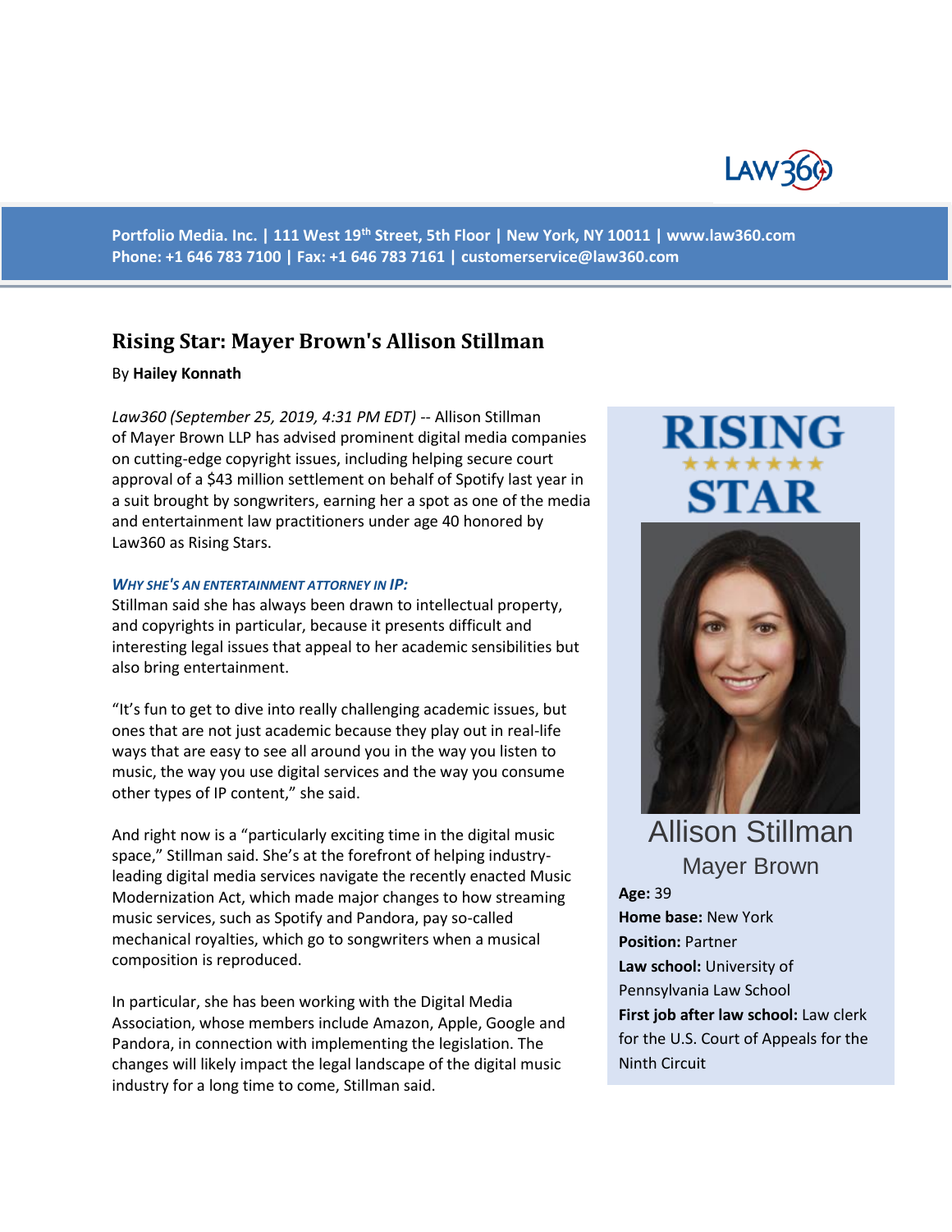Portfolio Media. Inc. | 111 West 19th Street, 5th Floor | New York, NY 10011 | www.law360.com
Phone: +1 646 783 7100 | Fax: +1 646 783 7161 | customerservice@law360.com

# Rising Star: Mayer Brown's Allison Stillman

By **Hailey Konnath**

*Law360 (September 25, 2019, 4:31 PM EDT)* -- Allison Stillman of Mayer Brown LLP has advised prominent digital media companies on cutting-edge copyright issues, including helping secure court approval of a $43 million settlement on behalf of Spotify last year in a suit brought by songwriters, earning her a spot as one of the media and entertainment law practitioners under age 40 honored by Law360 as Rising Stars.

**RISING STAR**

**Allison Stillman**
Mayer Brown

**Age:** 39
**Home base:** New York
**Position:** Partner
**Law school:** University of Pennsylvania Law School
**First job after law school:** Law clerk for the U.S. Court of Appeals for the Ninth Circuit

### *Why She's an Entertainment Attorney in IP:*

Stillman said she has always been drawn to intellectual property, and copyrights in particular, because it presents difficult and interesting legal issues that appeal to her academic sensibilities but also bring entertainment.

"It's fun to get to dive into really challenging academic issues, but ones that are not just academic because they play out in real-life ways that are easy to see all around you in the way you listen to music, the way you use digital services and the way you consume other types of IP content," she said.

And right now is a "particularly exciting time in the digital music space," Stillman said. She's at the forefront of helping industry-leading digital media services navigate the recently enacted Music Modernization Act, which made major changes to how streaming music services, such as Spotify and Pandora, pay so-called mechanical royalties, which go to songwriters when a musical composition is reproduced.

In particular, she has been working with the Digital Media Association, whose members include Amazon, Apple, Google and Pandora, in connection with implementing the legislation. The changes will likely impact the legal landscape of the digital music industry for a long time to come, Stillman said.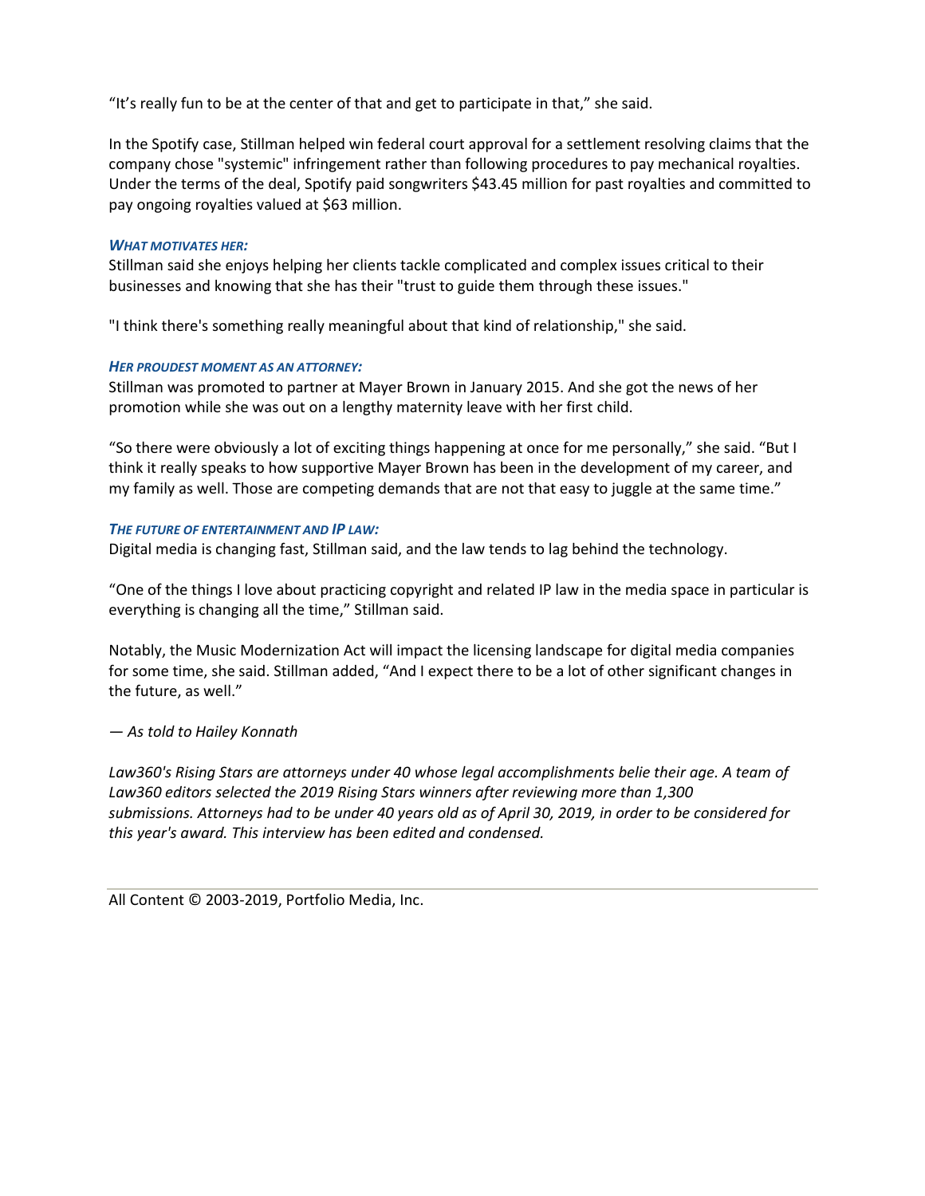"It's really fun to be at the center of that and get to participate in that," she said.

In the Spotify case, Stillman helped win federal court approval for a settlement resolving claims that the company chose "systemic" infringement rather than following procedures to pay mechanical royalties. Under the terms of the deal, Spotify paid songwriters $43.45 million for past royalties and committed to pay ongoing royalties valued at $63 million.

***WHAT MOTIVATES HER:***

Stillman said she enjoys helping her clients tackle complicated and complex issues critical to their businesses and knowing that she has their "trust to guide them through these issues."

"I think there's something really meaningful about that kind of relationship," she said.

***HER PROUDEST MOMENT AS AN ATTORNEY:***

Stillman was promoted to partner at Mayer Brown in January 2015. And she got the news of her promotion while she was out on a lengthy maternity leave with her first child.

"So there were obviously a lot of exciting things happening at once for me personally," she said. "But I think it really speaks to how supportive Mayer Brown has been in the development of my career, and my family as well. Those are competing demands that are not that easy to juggle at the same time."

***THE FUTURE OF ENTERTAINMENT AND IP LAW:***

Digital media is changing fast, Stillman said, and the law tends to lag behind the technology.

"One of the things I love about practicing copyright and related IP law in the media space in particular is everything is changing all the time," Stillman said.

Notably, the Music Modernization Act will impact the licensing landscape for digital media companies for some time, she said. Stillman added, "And I expect there to be a lot of other significant changes in the future, as well."

*— As told to Hailey Konnath*

*Law360's Rising Stars are attorneys under 40 whose legal accomplishments belie their age. A team of Law360 editors selected the 2019 Rising Stars winners after reviewing more than 1,300 submissions. Attorneys had to be under 40 years old as of April 30, 2019, in order to be considered for this year's award. This interview has been edited and condensed.*

All Content © 2003-2019, Portfolio Media, Inc.